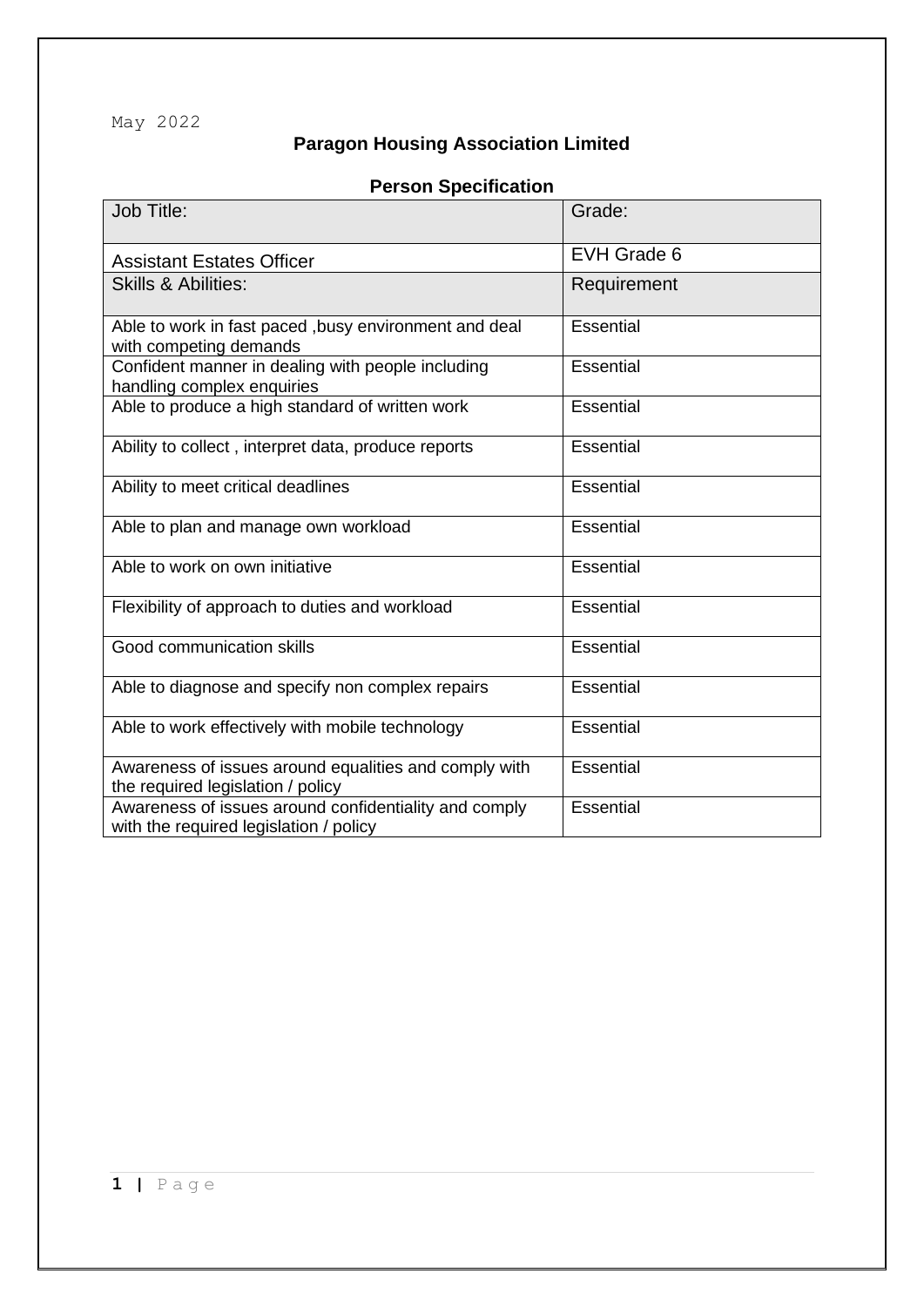May 2022

# Paragon Housing Association Limited

## Person Specification

| Job Title: | Grade: |
| --- | --- |
| Assistant Estates Officer | EVH Grade 6 |
| **Skills & Abilities:** | **Requirement** |
| Able to work in fast paced ,busy environment and deal with competing demands | Essential |
| Confident manner in dealing with people including handling complex enquiries | Essential |
| Able to produce a high standard of written work | Essential |
| Ability to collect , interpret data, produce reports | Essential |
| Ability to meet critical deadlines | Essential |
| Able to plan and manage own workload | Essential |
| Able to work on own initiative | Essential |
| Flexibility of approach to duties and workload | Essential |
| Good communication skills | Essential |
| Able to diagnose and specify non complex repairs | Essential |
| Able to work effectively with mobile technology | Essential |
| Awareness of issues around equalities and comply with the required legislation / policy | Essential |
| Awareness of issues around confidentiality and comply with the required legislation / policy | Essential |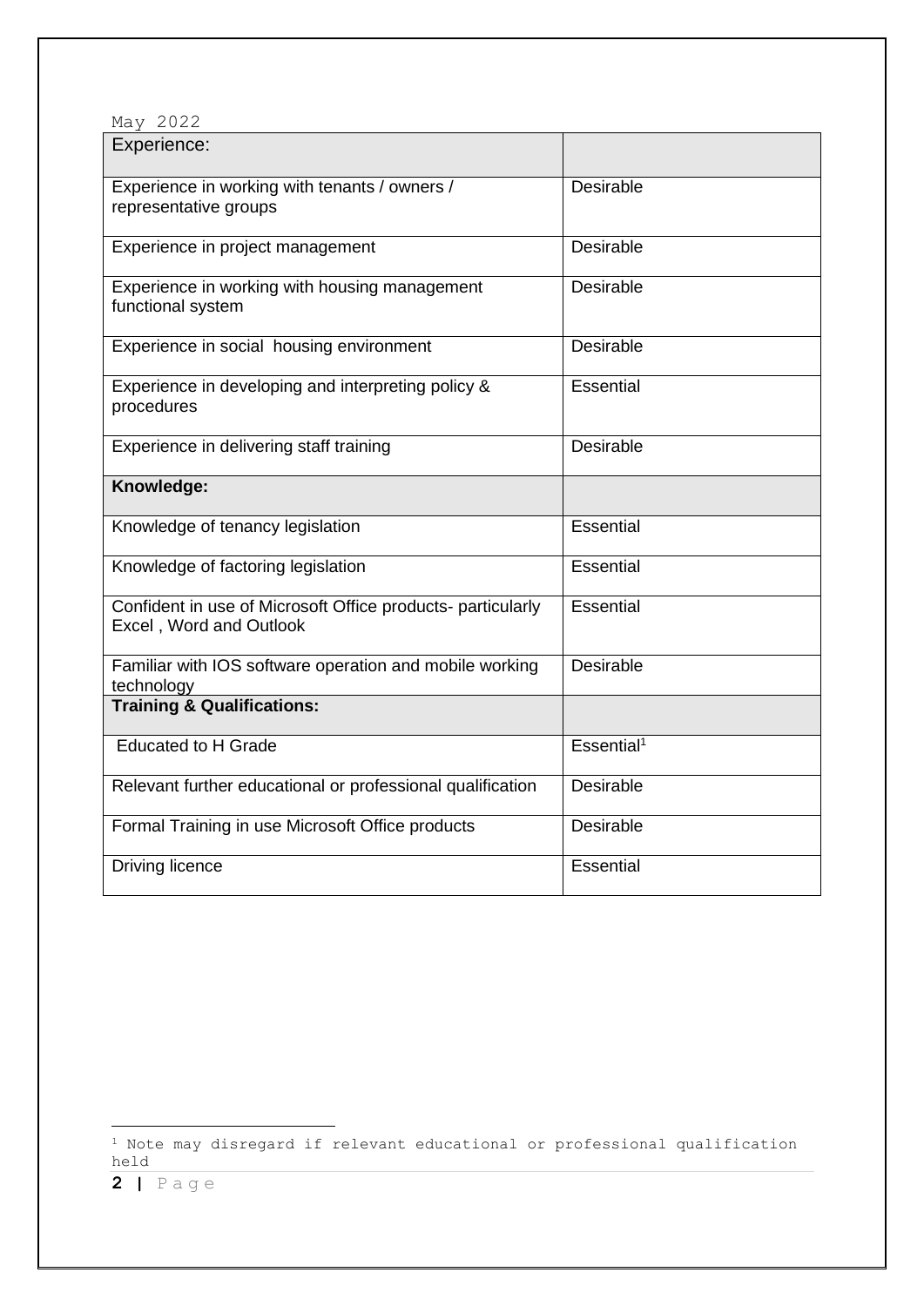May 2022

| Experience: | |
|---|---|
| Experience in working with tenants / owners / representative groups | Desirable |
| Experience in project management | Desirable |
| Experience in working with housing management functional system | Desirable |
| Experience in social housing environment | Desirable |
| Experience in developing and interpreting policy & procedures | Essential |
| Experience in delivering staff training | Desirable |
| **Knowledge:** | |
| Knowledge of tenancy legislation | Essential |
| Knowledge of factoring legislation | Essential |
| Confident in use of Microsoft Office products- particularly Excel , Word and Outlook | Essential |
| Familiar with IOS software operation and mobile working technology | Desirable |
| **Training & Qualifications:** | |
| Educated to H Grade | Essential[1] |
| Relevant further educational or professional qualification | Desirable |
| Formal Training in use Microsoft Office products | Desirable |
| Driving licence | Essential |

[1] Note may disregard if relevant educational or professional qualification held